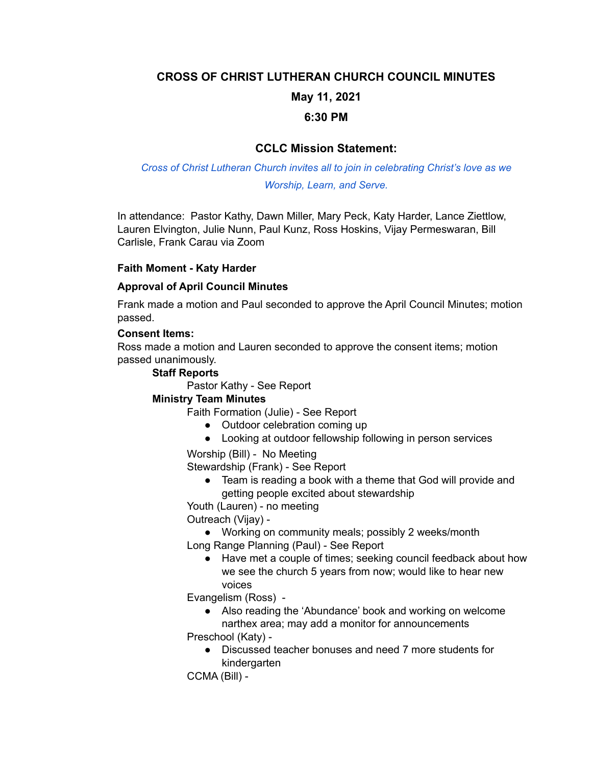# CROSS OF CHRIST LUTHERAN CHURCH COUNCIL MINUTES

## May 11, 2021

## 6:30 PM

### CCLC Mission Statement:

*Cross of Christ Lutheran Church invites all to join in celebrating Christ's love as we Worship, Learn, and Serve.*

In attendance: Pastor Kathy, Dawn Miller, Mary Peck, Katy Harder, Lance Ziettlow, Lauren Elvington, Julie Nunn, Paul Kunz, Ross Hoskins, Vijay Permeswaran, Bill Carlisle, Frank Carau via Zoom

**Faith Moment - Katy Harder**

**Approval of April Council Minutes**

Frank made a motion and Paul seconded to approve the April Council Minutes; motion passed.

**Consent Items:**

Ross made a motion and Lauren seconded to approve the consent items; motion passed unanimously.

**Staff Reports**

Pastor Kathy - See Report

**Ministry Team Minutes**

Faith Formation (Julie) - See Report

- Outdoor celebration coming up
- Looking at outdoor fellowship following in person services

Worship (Bill) - No Meeting

Stewardship (Frank) - See Report

- Team is reading a book with a theme that God will provide and getting people excited about stewardship

Youth (Lauren) - no meeting

Outreach (Vijay) -

- Working on community meals; possibly 2 weeks/month

Long Range Planning (Paul) - See Report

- Have met a couple of times; seeking council feedback about how we see the church 5 years from now; would like to hear new voices

Evangelism (Ross) -

- Also reading the 'Abundance' book and working on welcome narthex area; may add a monitor for announcements

Preschool (Katy) -

- Discussed teacher bonuses and need 7 more students for kindergarten

CCMA (Bill) -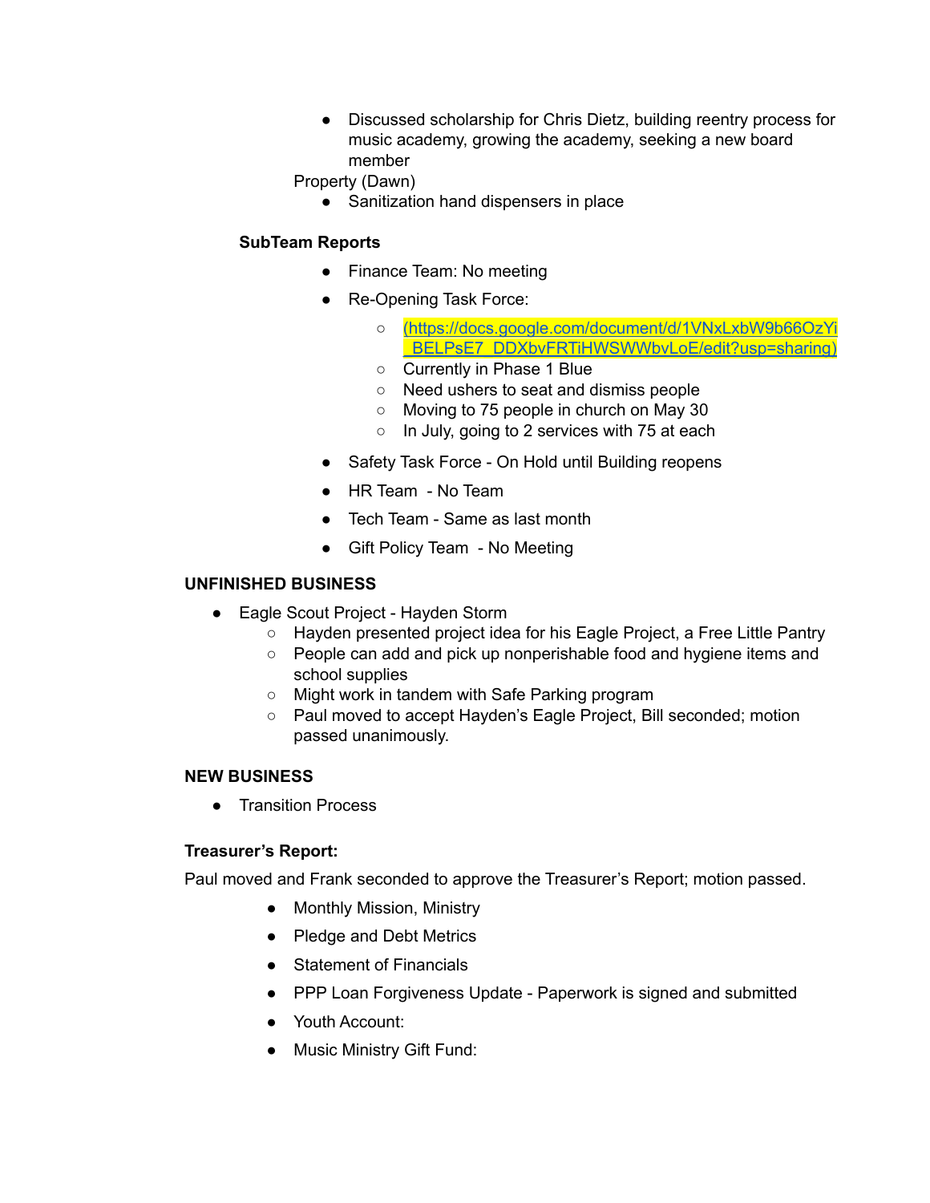- Discussed scholarship for Chris Dietz, building reentry process for music academy, growing the academy, seeking a new board member

Property (Dawn)

- Sanitization hand dispensers in place

**SubTeam Reports**

- Finance Team: No meeting
- Re-Opening Task Force:
  - (https://docs.google.com/document/d/1VNxLxbW9b66OzYi_BELPsE7_DDXbvFRTiHWSWWbvLoE/edit?usp=sharing)
  - Currently in Phase 1 Blue
  - Need ushers to seat and dismiss people
  - Moving to 75 people in church on May 30
  - In July, going to 2 services with 75 at each
- Safety Task Force - On Hold until Building reopens
- HR Team - No Team
- Tech Team - Same as last month
- Gift Policy Team - No Meeting

**UNFINISHED BUSINESS**

- Eagle Scout Project - Hayden Storm
  - Hayden presented project idea for his Eagle Project, a Free Little Pantry
  - People can add and pick up nonperishable food and hygiene items and school supplies
  - Might work in tandem with Safe Parking program
  - Paul moved to accept Hayden's Eagle Project, Bill seconded; motion passed unanimously.

**NEW BUSINESS**

- Transition Process

**Treasurer's Report:**

Paul moved and Frank seconded to approve the Treasurer's Report; motion passed.

- Monthly Mission, Ministry
- Pledge and Debt Metrics
- Statement of Financials
- PPP Loan Forgiveness Update - Paperwork is signed and submitted
- Youth Account:
- Music Ministry Gift Fund: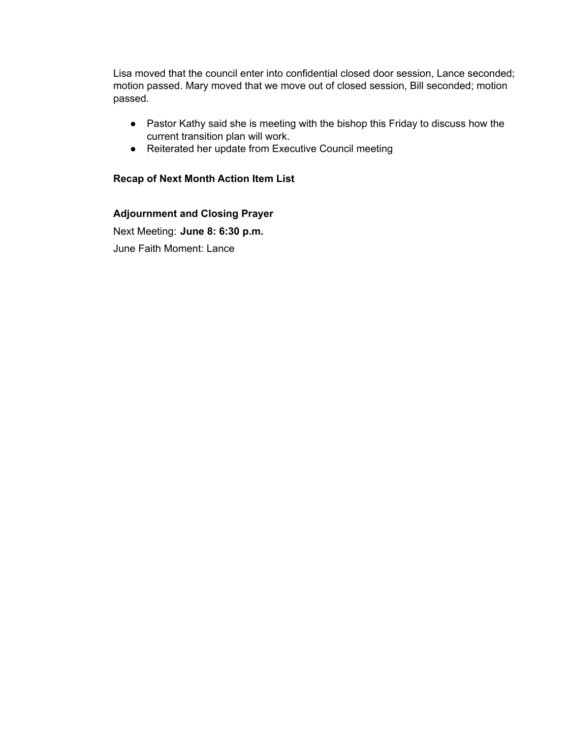Lisa moved that the council enter into confidential closed door session, Lance seconded; motion passed. Mary moved that we move out of closed session, Bill seconded; motion passed.

- Pastor Kathy said she is meeting with the bishop this Friday to discuss how the current transition plan will work.
- Reiterated her update from Executive Council meeting

**Recap of Next Month Action Item List**

**Adjournment and Closing Prayer**

Next Meeting: **June 8: 6:30 p.m.**

June Faith Moment: Lance